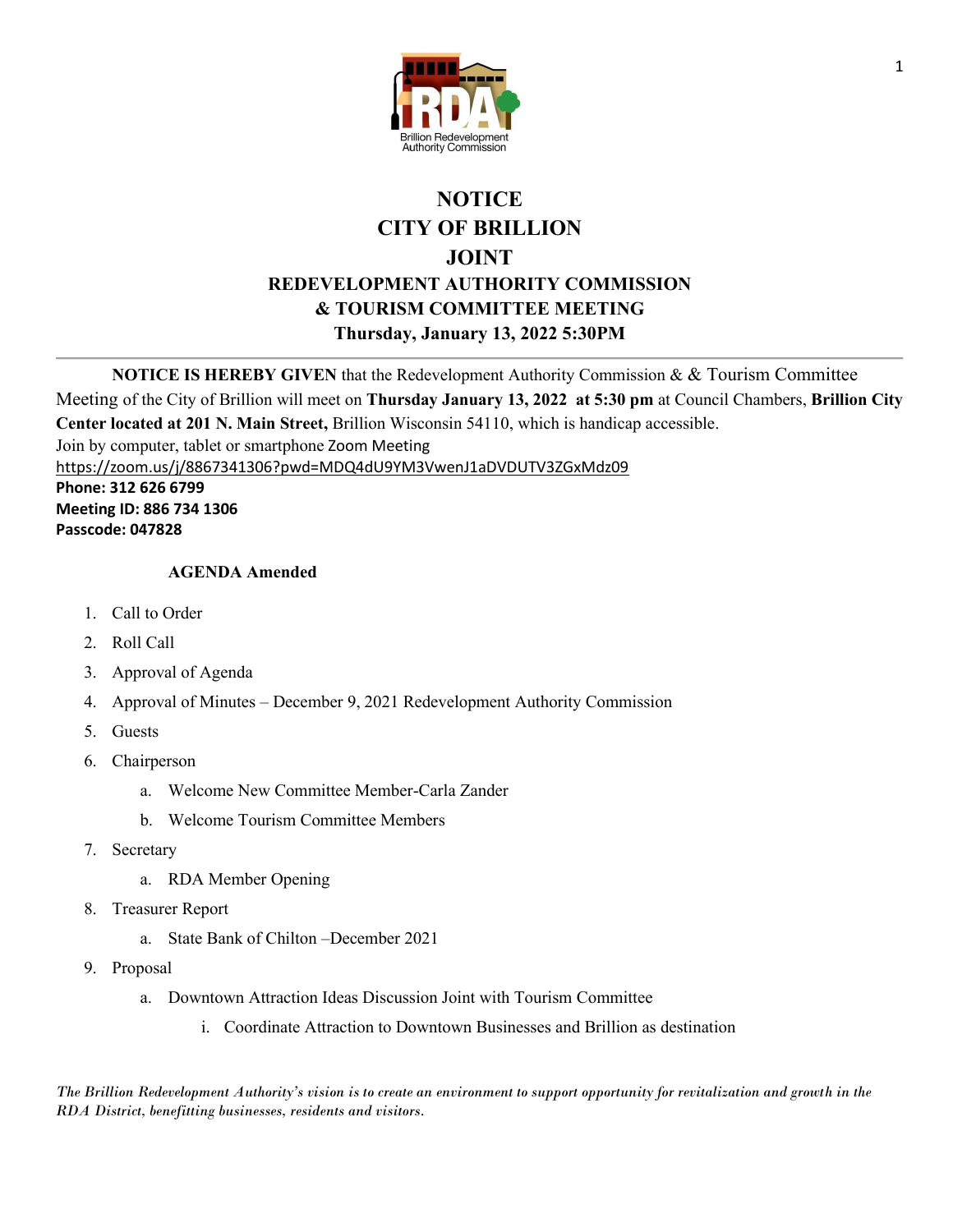# NOTICE
# CITY OF BRILLION
# JOINT
## REDEVELOPMENT AUTHORITY COMMISSION & TOURISM COMMITTEE MEETING
### Thursday, January 13, 2022 5:30PM

---

**NOTICE IS HEREBY GIVEN** that the Redevelopment Authority Commission & & Tourism Committee Meeting of the City of Brillion will meet on **Thursday January 13, 2022 at 5:30 pm** at Council Chambers, **Brillion City Center located at 201 N. Main Street,** Brillion Wisconsin 54110, which is handicap accessible.
Join by computer, tablet or smartphone Zoom Meeting
https://zoom.us/j/8867341306?pwd=MDQ4dU9YM3VwenJ1aDVDUTV3ZGxMdz09
**Phone: 312 626 6799**
**Meeting ID: 886 734 1306**
**Passcode: 047828**

**AGENDA Amended**

1. Call to Order
2. Roll Call
3. Approval of Agenda
4. Approval of Minutes – December 9, 2021 Redevelopment Authority Commission
5. Guests
6. Chairperson
   a. Welcome New Committee Member-Carla Zander
   b. Welcome Tourism Committee Members
7. Secretary
   a. RDA Member Opening
8. Treasurer Report
   a. State Bank of Chilton –December 2021
9. Proposal
   a. Downtown Attraction Ideas Discussion Joint with Tourism Committee
      i. Coordinate Attraction to Downtown Businesses and Brillion as destination

*The Brillion Redevelopment Authority's vision is to create an environment to support opportunity for revitalization and growth in the RDA District, benefitting businesses, residents and visitors.*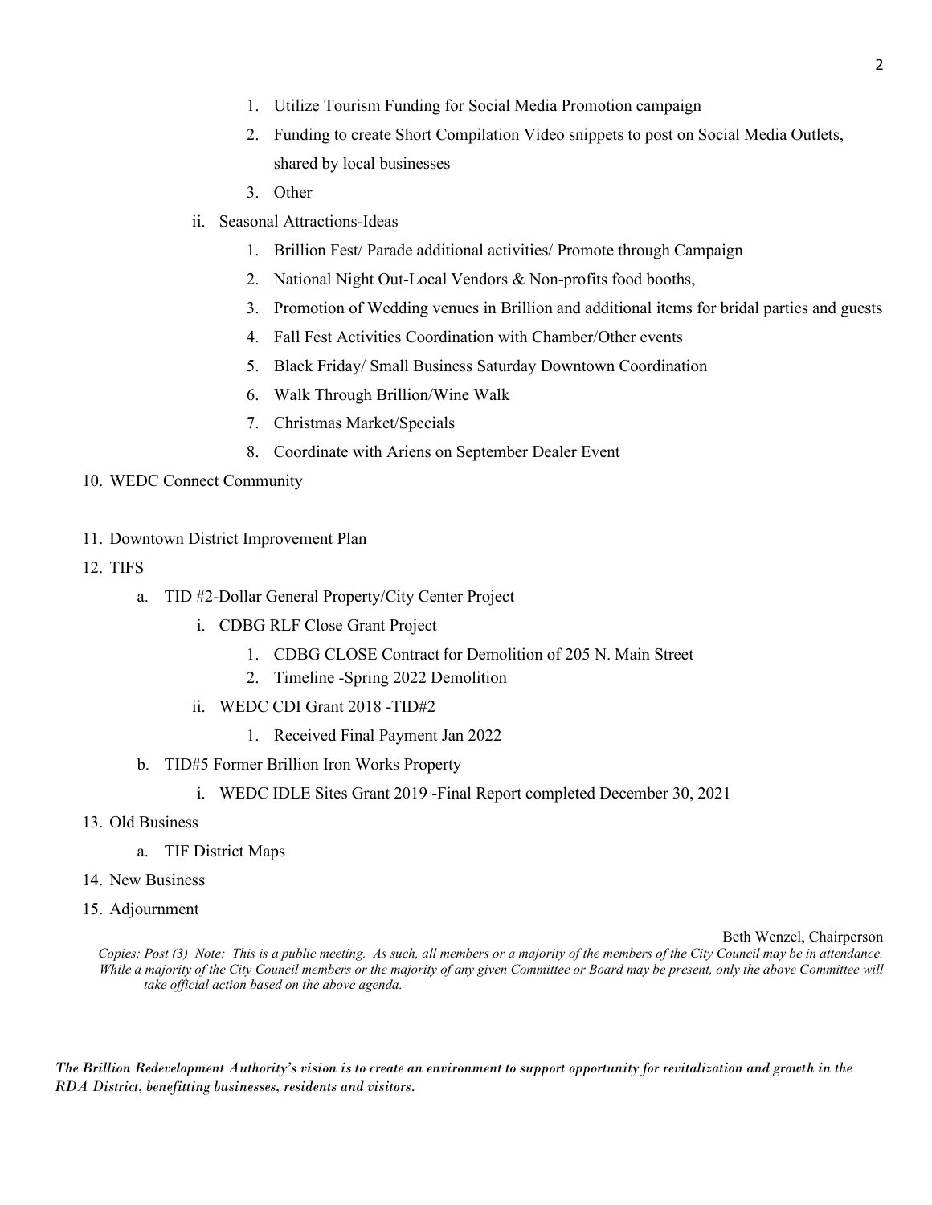1. Utilize Tourism Funding for Social Media Promotion campaign
2. Funding to create Short Compilation Video snippets to post on Social Media Outlets, shared by local businesses
3. Other

ii. Seasonal Attractions-Ideas

1. Brillion Fest/ Parade additional activities/ Promote through Campaign
2. National Night Out-Local Vendors & Non-profits food booths,
3. Promotion of Wedding venues in Brillion and additional items for bridal parties and guests
4. Fall Fest Activities Coordination with Chamber/Other events
5. Black Friday/ Small Business Saturday Downtown Coordination
6. Walk Through Brillion/Wine Walk
7. Christmas Market/Specials
8. Coordinate with Ariens on September Dealer Event

10. WEDC Connect Community

11. Downtown District Improvement Plan
12. TIFS
    a. TID #2-Dollar General Property/City Center Project
        i. CDBG RLF Close Grant Project
            1. CDBG CLOSE Contract for Demolition of 205 N. Main Street
            2. Timeline -Spring 2022 Demolition
        ii. WEDC CDI Grant 2018 -TID#2
            1. Received Final Payment Jan 2022
    b. TID#5 Former Brillion Iron Works Property
        i. WEDC IDLE Sites Grant 2019 -Final Report completed December 30, 2021
13. Old Business
    a. TIF District Maps
14. New Business
15. Adjournment

Beth Wenzel, Chairperson

*Copies: Post (3) Note: This is a public meeting. As such, all members or a majority of the members of the City Council may be in attendance. While a majority of the City Council members or the majority of any given Committee or Board may be present, only the above Committee will take official action based on the above agenda.*

*The Brillion Redevelopment Authority's vision is to create an environment to support opportunity for revitalization and growth in the RDA District, benefitting businesses, residents and visitors.*